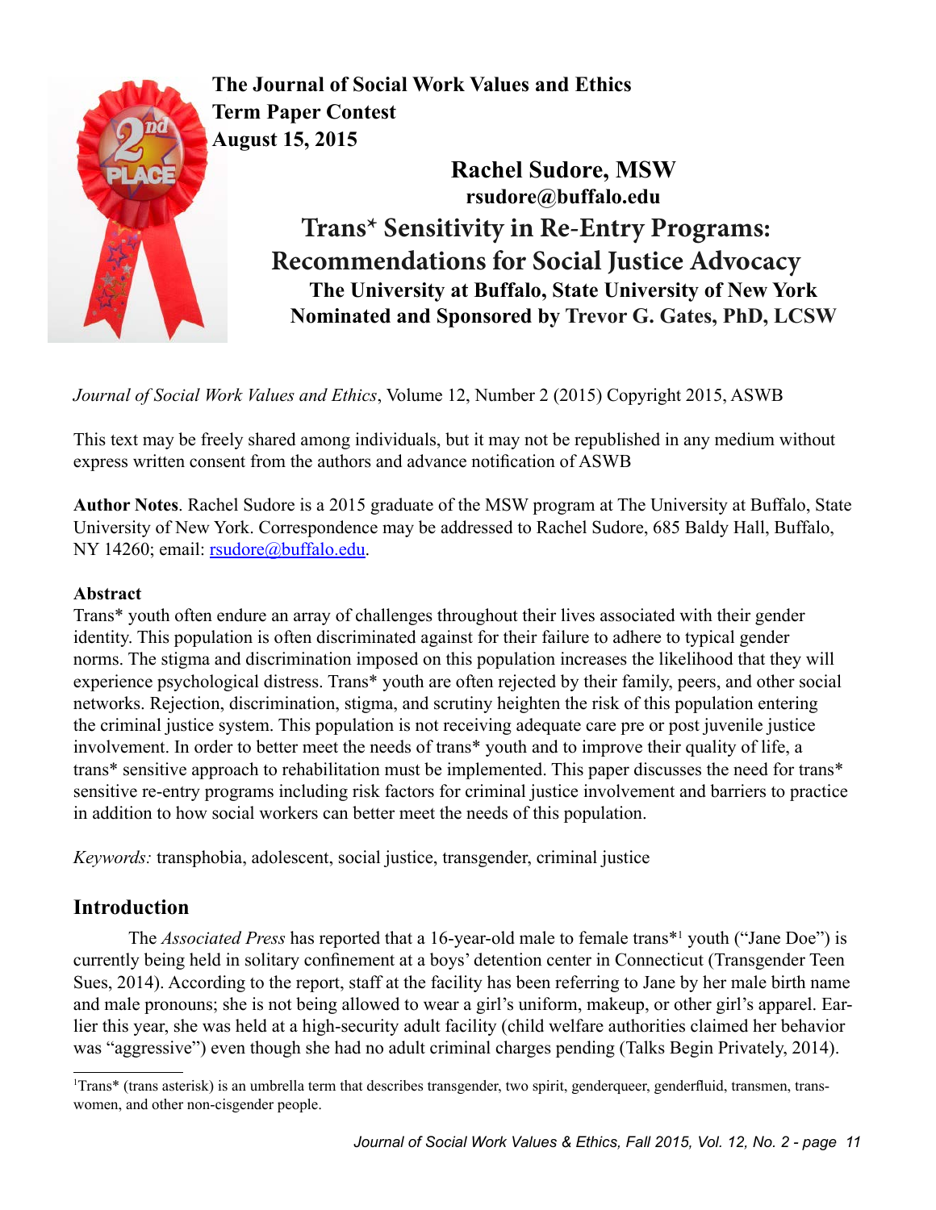**The Journal of Social Work Values and Ethics**
**Term Paper Contest**
**August 15, 2015**

**Rachel Sudore, MSW**
**rsudore@buffalo.edu**

# Trans* Sensitivity in Re-Entry Programs: Recommendations for Social Justice Advocacy

**The University at Buffalo, State University of New York**
**Nominated and Sponsored by Trevor G. Gates, PhD, LCSW**

*Journal of Social Work Values and Ethics*, Volume 12, Number 2 (2015) Copyright 2015, ASWB

This text may be freely shared among individuals, but it may not be republished in any medium without express written consent from the authors and advance notification of ASWB

**Author Notes**. Rachel Sudore is a 2015 graduate of the MSW program at The University at Buffalo, State University of New York. Correspondence may be addressed to Rachel Sudore, 685 Baldy Hall, Buffalo, NY 14260; email: rsudore@buffalo.edu.

**Abstract**

Trans* youth often endure an array of challenges throughout their lives associated with their gender identity. This population is often discriminated against for their failure to adhere to typical gender norms. The stigma and discrimination imposed on this population increases the likelihood that they will experience psychological distress. Trans* youth are often rejected by their family, peers, and other social networks. Rejection, discrimination, stigma, and scrutiny heighten the risk of this population entering the criminal justice system. This population is not receiving adequate care pre or post juvenile justice involvement. In order to better meet the needs of trans* youth and to improve their quality of life, a trans* sensitive approach to rehabilitation must be implemented. This paper discusses the need for trans* sensitive re-entry programs including risk factors for criminal justice involvement and barriers to practice in addition to how social workers can better meet the needs of this population.

*Keywords:* transphobia, adolescent, social justice, transgender, criminal justice

## Introduction

The *Associated Press* has reported that a 16-year-old male to female trans*[1] youth ("Jane Doe") is currently being held in solitary confinement at a boys' detention center in Connecticut (Transgender Teen Sues, 2014). According to the report, staff at the facility has been referring to Jane by her male birth name and male pronouns; she is not being allowed to wear a girl's uniform, makeup, or other girl's apparel. Earlier this year, she was held at a high-security adult facility (child welfare authorities claimed her behavior was "aggressive") even though she had no adult criminal charges pending (Talks Begin Privately, 2014).

[1]Trans* (trans asterisk) is an umbrella term that describes transgender, two spirit, genderqueer, genderfluid, transmen, transwomen, and other non-cisgender people.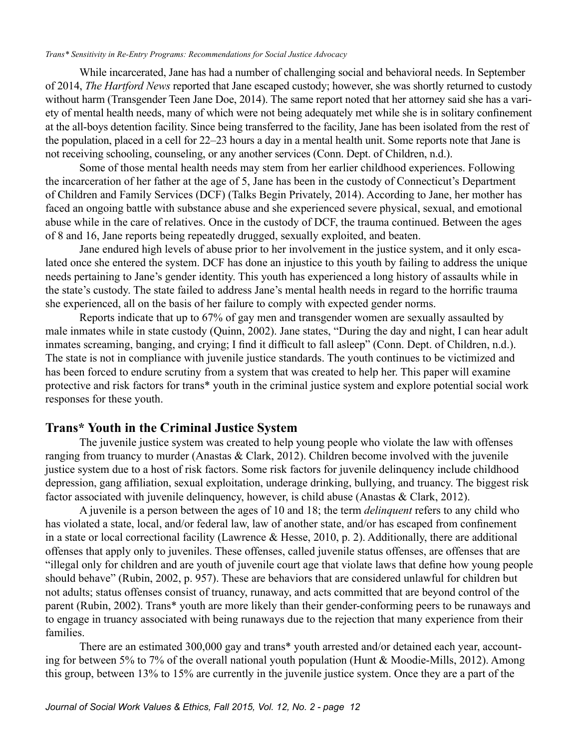While incarcerated, Jane has had a number of challenging social and behavioral needs. In September of 2014, *The Hartford News* reported that Jane escaped custody; however, she was shortly returned to custody without harm (Transgender Teen Jane Doe, 2014). The same report noted that her attorney said she has a variety of mental health needs, many of which were not being adequately met while she is in solitary confinement at the all-boys detention facility. Since being transferred to the facility, Jane has been isolated from the rest of the population, placed in a cell for 22–23 hours a day in a mental health unit. Some reports note that Jane is not receiving schooling, counseling, or any another services (Conn. Dept. of Children, n.d.).

Some of those mental health needs may stem from her earlier childhood experiences. Following the incarceration of her father at the age of 5, Jane has been in the custody of Connecticut's Department of Children and Family Services (DCF) (Talks Begin Privately, 2014). According to Jane, her mother has faced an ongoing battle with substance abuse and she experienced severe physical, sexual, and emotional abuse while in the care of relatives. Once in the custody of DCF, the trauma continued. Between the ages of 8 and 16, Jane reports being repeatedly drugged, sexually exploited, and beaten.

Jane endured high levels of abuse prior to her involvement in the justice system, and it only escalated once she entered the system. DCF has done an injustice to this youth by failing to address the unique needs pertaining to Jane's gender identity. This youth has experienced a long history of assaults while in the state's custody. The state failed to address Jane's mental health needs in regard to the horrific trauma she experienced, all on the basis of her failure to comply with expected gender norms.

Reports indicate that up to 67% of gay men and transgender women are sexually assaulted by male inmates while in state custody (Quinn, 2002). Jane states, "During the day and night, I can hear adult inmates screaming, banging, and crying; I find it difficult to fall asleep" (Conn. Dept. of Children, n.d.). The state is not in compliance with juvenile justice standards. The youth continues to be victimized and has been forced to endure scrutiny from a system that was created to help her. This paper will examine protective and risk factors for trans* youth in the criminal justice system and explore potential social work responses for these youth.

## Trans* Youth in the Criminal Justice System

The juvenile justice system was created to help young people who violate the law with offenses ranging from truancy to murder (Anastas & Clark, 2012). Children become involved with the juvenile justice system due to a host of risk factors. Some risk factors for juvenile delinquency include childhood depression, gang affiliation, sexual exploitation, underage drinking, bullying, and truancy. The biggest risk factor associated with juvenile delinquency, however, is child abuse (Anastas & Clark, 2012).

A juvenile is a person between the ages of 10 and 18; the term *delinquent* refers to any child who has violated a state, local, and/or federal law, law of another state, and/or has escaped from confinement in a state or local correctional facility (Lawrence & Hesse, 2010, p. 2). Additionally, there are additional offenses that apply only to juveniles. These offenses, called juvenile status offenses, are offenses that are "illegal only for children and are youth of juvenile court age that violate laws that define how young people should behave" (Rubin, 2002, p. 957). These are behaviors that are considered unlawful for children but not adults; status offenses consist of truancy, runaway, and acts committed that are beyond control of the parent (Rubin, 2002). Trans* youth are more likely than their gender-conforming peers to be runaways and to engage in truancy associated with being runaways due to the rejection that many experience from their families.

There are an estimated 300,000 gay and trans* youth arrested and/or detained each year, accounting for between 5% to 7% of the overall national youth population (Hunt & Moodie-Mills, 2012). Among this group, between 13% to 15% are currently in the juvenile justice system. Once they are a part of the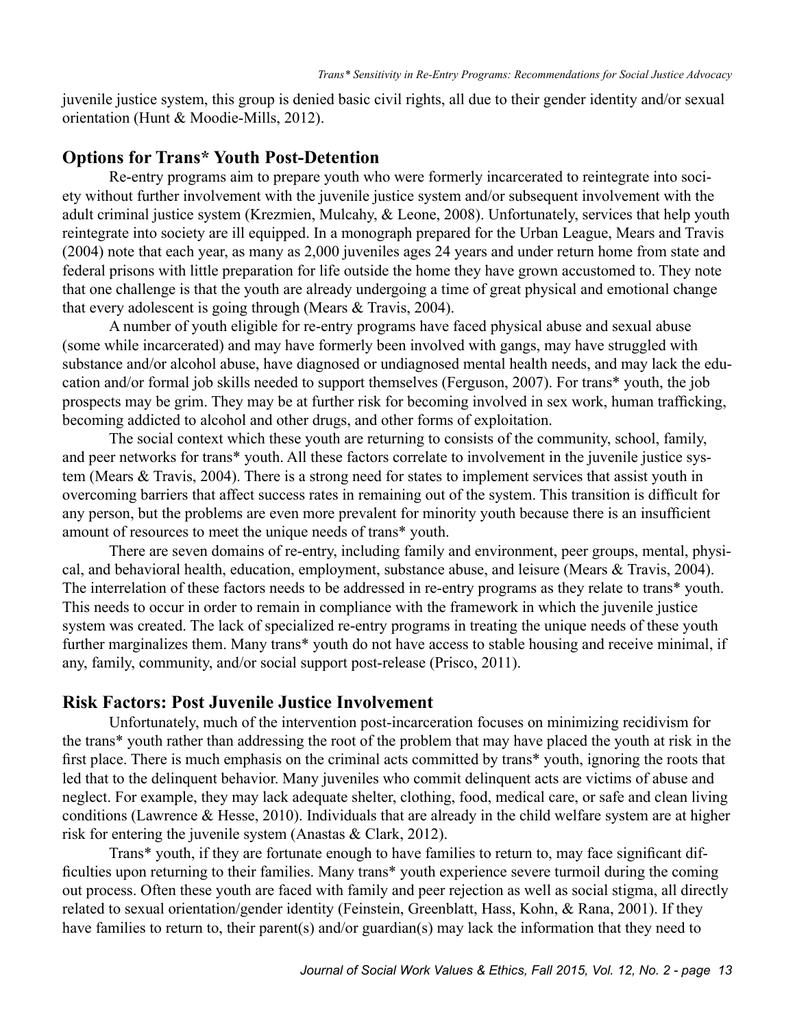juvenile justice system, this group is denied basic civil rights, all due to their gender identity and/or sexual orientation (Hunt & Moodie-Mills, 2012).

## Options for Trans* Youth Post-Detention

Re-entry programs aim to prepare youth who were formerly incarcerated to reintegrate into society without further involvement with the juvenile justice system and/or subsequent involvement with the adult criminal justice system (Krezmien, Mulcahy, & Leone, 2008). Unfortunately, services that help youth reintegrate into society are ill equipped. In a monograph prepared for the Urban League, Mears and Travis (2004) note that each year, as many as 2,000 juveniles ages 24 years and under return home from state and federal prisons with little preparation for life outside the home they have grown accustomed to. They note that one challenge is that the youth are already undergoing a time of great physical and emotional change that every adolescent is going through (Mears & Travis, 2004).

A number of youth eligible for re-entry programs have faced physical abuse and sexual abuse (some while incarcerated) and may have formerly been involved with gangs, may have struggled with substance and/or alcohol abuse, have diagnosed or undiagnosed mental health needs, and may lack the education and/or formal job skills needed to support themselves (Ferguson, 2007). For trans* youth, the job prospects may be grim. They may be at further risk for becoming involved in sex work, human trafficking, becoming addicted to alcohol and other drugs, and other forms of exploitation.

The social context which these youth are returning to consists of the community, school, family, and peer networks for trans* youth. All these factors correlate to involvement in the juvenile justice system (Mears & Travis, 2004). There is a strong need for states to implement services that assist youth in overcoming barriers that affect success rates in remaining out of the system. This transition is difficult for any person, but the problems are even more prevalent for minority youth because there is an insufficient amount of resources to meet the unique needs of trans* youth.

There are seven domains of re-entry, including family and environment, peer groups, mental, physical, and behavioral health, education, employment, substance abuse, and leisure (Mears & Travis, 2004). The interrelation of these factors needs to be addressed in re-entry programs as they relate to trans* youth. This needs to occur in order to remain in compliance with the framework in which the juvenile justice system was created. The lack of specialized re-entry programs in treating the unique needs of these youth further marginalizes them. Many trans* youth do not have access to stable housing and receive minimal, if any, family, community, and/or social support post-release (Prisco, 2011).

## Risk Factors: Post Juvenile Justice Involvement

Unfortunately, much of the intervention post-incarceration focuses on minimizing recidivism for the trans* youth rather than addressing the root of the problem that may have placed the youth at risk in the first place. There is much emphasis on the criminal acts committed by trans* youth, ignoring the roots that led that to the delinquent behavior. Many juveniles who commit delinquent acts are victims of abuse and neglect. For example, they may lack adequate shelter, clothing, food, medical care, or safe and clean living conditions (Lawrence & Hesse, 2010). Individuals that are already in the child welfare system are at higher risk for entering the juvenile system (Anastas & Clark, 2012).

Trans* youth, if they are fortunate enough to have families to return to, may face significant difficulties upon returning to their families. Many trans* youth experience severe turmoil during the coming out process. Often these youth are faced with family and peer rejection as well as social stigma, all directly related to sexual orientation/gender identity (Feinstein, Greenblatt, Hass, Kohn, & Rana, 2001). If they have families to return to, their parent(s) and/or guardian(s) may lack the information that they need to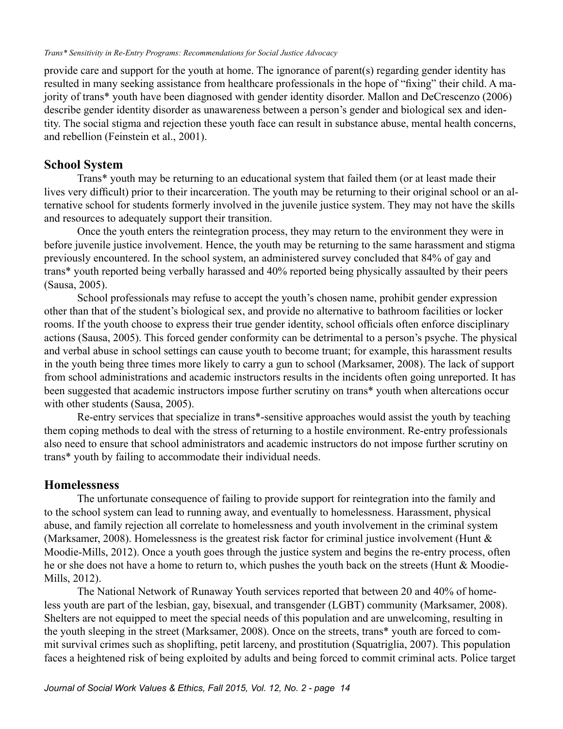provide care and support for the youth at home. The ignorance of parent(s) regarding gender identity has resulted in many seeking assistance from healthcare professionals in the hope of "fixing" their child. A majority of trans* youth have been diagnosed with gender identity disorder. Mallon and DeCrescenzo (2006) describe gender identity disorder as unawareness between a person's gender and biological sex and identity. The social stigma and rejection these youth face can result in substance abuse, mental health concerns, and rebellion (Feinstein et al., 2001).

## School System

Trans* youth may be returning to an educational system that failed them (or at least made their lives very difficult) prior to their incarceration. The youth may be returning to their original school or an alternative school for students formerly involved in the juvenile justice system. They may not have the skills and resources to adequately support their transition.

Once the youth enters the reintegration process, they may return to the environment they were in before juvenile justice involvement. Hence, the youth may be returning to the same harassment and stigma previously encountered. In the school system, an administered survey concluded that 84% of gay and trans* youth reported being verbally harassed and 40% reported being physically assaulted by their peers (Sausa, 2005).

School professionals may refuse to accept the youth's chosen name, prohibit gender expression other than that of the student's biological sex, and provide no alternative to bathroom facilities or locker rooms. If the youth choose to express their true gender identity, school officials often enforce disciplinary actions (Sausa, 2005). This forced gender conformity can be detrimental to a person's psyche. The physical and verbal abuse in school settings can cause youth to become truant; for example, this harassment results in the youth being three times more likely to carry a gun to school (Marksamer, 2008). The lack of support from school administrations and academic instructors results in the incidents often going unreported. It has been suggested that academic instructors impose further scrutiny on trans* youth when altercations occur with other students (Sausa, 2005).

Re-entry services that specialize in trans*-sensitive approaches would assist the youth by teaching them coping methods to deal with the stress of returning to a hostile environment. Re-entry professionals also need to ensure that school administrators and academic instructors do not impose further scrutiny on trans* youth by failing to accommodate their individual needs.

## Homelessness

The unfortunate consequence of failing to provide support for reintegration into the family and to the school system can lead to running away, and eventually to homelessness. Harassment, physical abuse, and family rejection all correlate to homelessness and youth involvement in the criminal system (Marksamer, 2008). Homelessness is the greatest risk factor for criminal justice involvement (Hunt & Moodie-Mills, 2012). Once a youth goes through the justice system and begins the re-entry process, often he or she does not have a home to return to, which pushes the youth back on the streets (Hunt & Moodie-Mills, 2012).

The National Network of Runaway Youth services reported that between 20 and 40% of homeless youth are part of the lesbian, gay, bisexual, and transgender (LGBT) community (Marksamer, 2008). Shelters are not equipped to meet the special needs of this population and are unwelcoming, resulting in the youth sleeping in the street (Marksamer, 2008). Once on the streets, trans* youth are forced to commit survival crimes such as shoplifting, petit larceny, and prostitution (Squatriglia, 2007). This population faces a heightened risk of being exploited by adults and being forced to commit criminal acts. Police target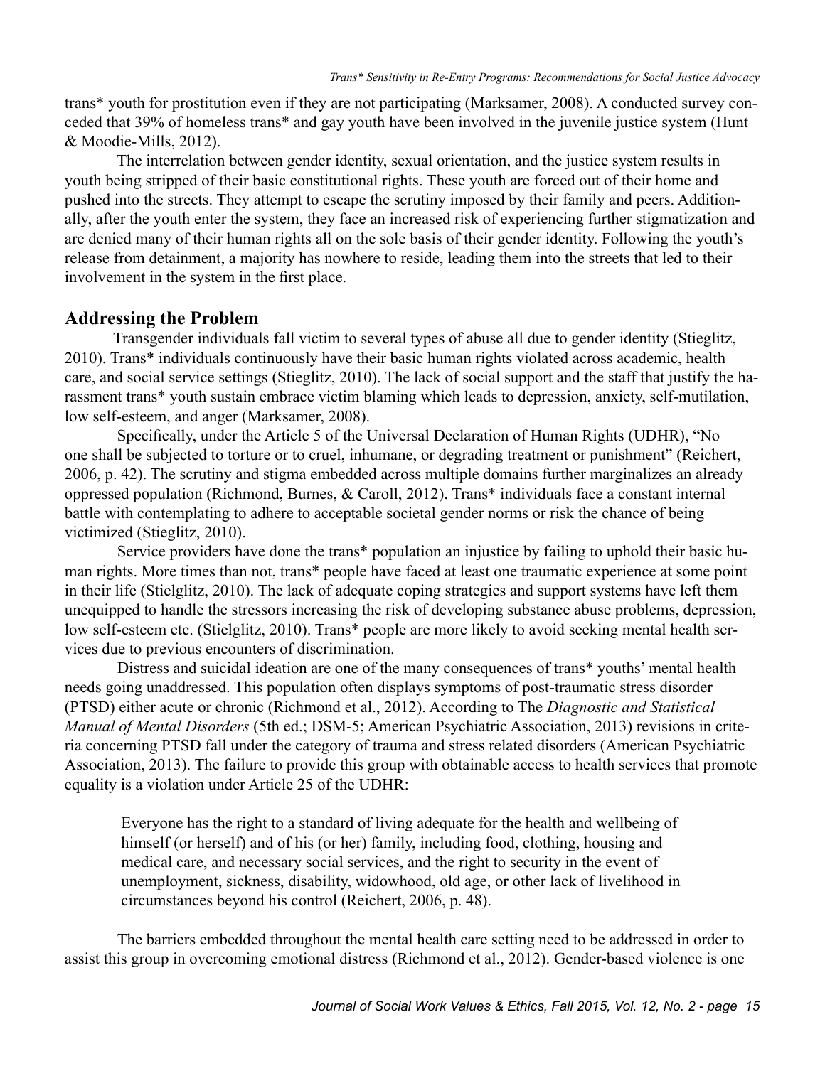trans* youth for prostitution even if they are not participating (Marksamer, 2008). A conducted survey conceded that 39% of homeless trans* and gay youth have been involved in the juvenile justice system (Hunt & Moodie-Mills, 2012).

The interrelation between gender identity, sexual orientation, and the justice system results in youth being stripped of their basic constitutional rights. These youth are forced out of their home and pushed into the streets. They attempt to escape the scrutiny imposed by their family and peers. Additionally, after the youth enter the system, they face an increased risk of experiencing further stigmatization and are denied many of their human rights all on the sole basis of their gender identity. Following the youth's release from detainment, a majority has nowhere to reside, leading them into the streets that led to their involvement in the system in the first place.

## Addressing the Problem

Transgender individuals fall victim to several types of abuse all due to gender identity (Stieglitz, 2010). Trans* individuals continuously have their basic human rights violated across academic, health care, and social service settings (Stieglitz, 2010). The lack of social support and the staff that justify the harassment trans* youth sustain embrace victim blaming which leads to depression, anxiety, self-mutilation, low self-esteem, and anger (Marksamer, 2008).

Specifically, under the Article 5 of the Universal Declaration of Human Rights (UDHR), "No one shall be subjected to torture or to cruel, inhumane, or degrading treatment or punishment" (Reichert, 2006, p. 42). The scrutiny and stigma embedded across multiple domains further marginalizes an already oppressed population (Richmond, Burnes, & Caroll, 2012). Trans* individuals face a constant internal battle with contemplating to adhere to acceptable societal gender norms or risk the chance of being victimized (Stieglitz, 2010).

Service providers have done the trans* population an injustice by failing to uphold their basic human rights. More times than not, trans* people have faced at least one traumatic experience at some point in their life (Stielglitz, 2010). The lack of adequate coping strategies and support systems have left them unequipped to handle the stressors increasing the risk of developing substance abuse problems, depression, low self-esteem etc. (Stielglitz, 2010). Trans* people are more likely to avoid seeking mental health services due to previous encounters of discrimination.

Distress and suicidal ideation are one of the many consequences of trans* youths' mental health needs going unaddressed. This population often displays symptoms of post-traumatic stress disorder (PTSD) either acute or chronic (Richmond et al., 2012). According to The *Diagnostic and Statistical Manual of Mental Disorders* (5th ed.; DSM-5; American Psychiatric Association, 2013) revisions in criteria concerning PTSD fall under the category of trauma and stress related disorders (American Psychiatric Association, 2013). The failure to provide this group with obtainable access to health services that promote equality is a violation under Article 25 of the UDHR:

> Everyone has the right to a standard of living adequate for the health and wellbeing of himself (or herself) and of his (or her) family, including food, clothing, housing and medical care, and necessary social services, and the right to security in the event of unemployment, sickness, disability, widowhood, old age, or other lack of livelihood in circumstances beyond his control (Reichert, 2006, p. 48).

The barriers embedded throughout the mental health care setting need to be addressed in order to assist this group in overcoming emotional distress (Richmond et al., 2012). Gender-based violence is one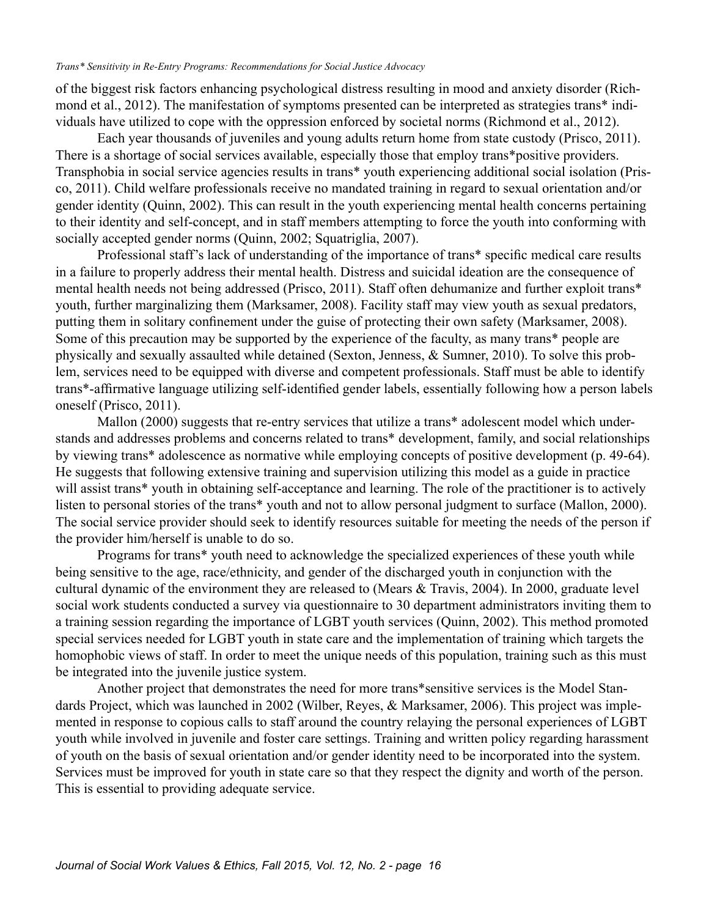of the biggest risk factors enhancing psychological distress resulting in mood and anxiety disorder (Richmond et al., 2012). The manifestation of symptoms presented can be interpreted as strategies trans* individuals have utilized to cope with the oppression enforced by societal norms (Richmond et al., 2012).

Each year thousands of juveniles and young adults return home from state custody (Prisco, 2011). There is a shortage of social services available, especially those that employ trans*positive providers. Transphobia in social service agencies results in trans* youth experiencing additional social isolation (Prisco, 2011). Child welfare professionals receive no mandated training in regard to sexual orientation and/or gender identity (Quinn, 2002). This can result in the youth experiencing mental health concerns pertaining to their identity and self-concept, and in staff members attempting to force the youth into conforming with socially accepted gender norms (Quinn, 2002; Squatriglia, 2007).

Professional staff's lack of understanding of the importance of trans* specific medical care results in a failure to properly address their mental health. Distress and suicidal ideation are the consequence of mental health needs not being addressed (Prisco, 2011). Staff often dehumanize and further exploit trans* youth, further marginalizing them (Marksamer, 2008). Facility staff may view youth as sexual predators, putting them in solitary confinement under the guise of protecting their own safety (Marksamer, 2008). Some of this precaution may be supported by the experience of the faculty, as many trans* people are physically and sexually assaulted while detained (Sexton, Jenness, & Sumner, 2010). To solve this problem, services need to be equipped with diverse and competent professionals. Staff must be able to identify trans*-affirmative language utilizing self-identified gender labels, essentially following how a person labels oneself (Prisco, 2011).

Mallon (2000) suggests that re-entry services that utilize a trans* adolescent model which understands and addresses problems and concerns related to trans* development, family, and social relationships by viewing trans* adolescence as normative while employing concepts of positive development (p. 49-64). He suggests that following extensive training and supervision utilizing this model as a guide in practice will assist trans* youth in obtaining self-acceptance and learning. The role of the practitioner is to actively listen to personal stories of the trans* youth and not to allow personal judgment to surface (Mallon, 2000). The social service provider should seek to identify resources suitable for meeting the needs of the person if the provider him/herself is unable to do so.

Programs for trans* youth need to acknowledge the specialized experiences of these youth while being sensitive to the age, race/ethnicity, and gender of the discharged youth in conjunction with the cultural dynamic of the environment they are released to (Mears & Travis, 2004). In 2000, graduate level social work students conducted a survey via questionnaire to 30 department administrators inviting them to a training session regarding the importance of LGBT youth services (Quinn, 2002). This method promoted special services needed for LGBT youth in state care and the implementation of training which targets the homophobic views of staff. In order to meet the unique needs of this population, training such as this must be integrated into the juvenile justice system.

Another project that demonstrates the need for more trans*sensitive services is the Model Standards Project, which was launched in 2002 (Wilber, Reyes, & Marksamer, 2006). This project was implemented in response to copious calls to staff around the country relaying the personal experiences of LGBT youth while involved in juvenile and foster care settings. Training and written policy regarding harassment of youth on the basis of sexual orientation and/or gender identity need to be incorporated into the system. Services must be improved for youth in state care so that they respect the dignity and worth of the person. This is essential to providing adequate service.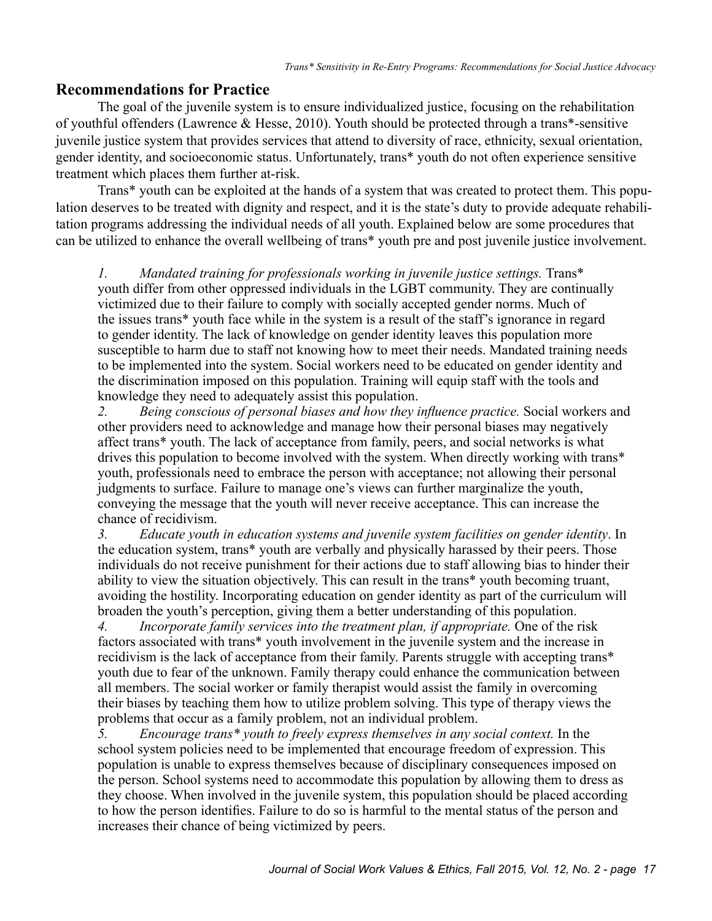## Recommendations for Practice

The goal of the juvenile system is to ensure individualized justice, focusing on the rehabilitation of youthful offenders (Lawrence & Hesse, 2010). Youth should be protected through a trans*-sensitive juvenile justice system that provides services that attend to diversity of race, ethnicity, sexual orientation, gender identity, and socioeconomic status. Unfortunately, trans* youth do not often experience sensitive treatment which places them further at-risk.

Trans* youth can be exploited at the hands of a system that was created to protect them. This population deserves to be treated with dignity and respect, and it is the state's duty to provide adequate rehabilitation programs addressing the individual needs of all youth. Explained below are some procedures that can be utilized to enhance the overall wellbeing of trans* youth pre and post juvenile justice involvement.

1. *Mandated training for professionals working in juvenile justice settings.* Trans* youth differ from other oppressed individuals in the LGBT community. They are continually victimized due to their failure to comply with socially accepted gender norms. Much of the issues trans* youth face while in the system is a result of the staff's ignorance in regard to gender identity. The lack of knowledge on gender identity leaves this population more susceptible to harm due to staff not knowing how to meet their needs. Mandated training needs to be implemented into the system. Social workers need to be educated on gender identity and the discrimination imposed on this population. Training will equip staff with the tools and knowledge they need to adequately assist this population.
2. *Being conscious of personal biases and how they influence practice.* Social workers and other providers need to acknowledge and manage how their personal biases may negatively affect trans* youth. The lack of acceptance from family, peers, and social networks is what drives this population to become involved with the system. When directly working with trans* youth, professionals need to embrace the person with acceptance; not allowing their personal judgments to surface. Failure to manage one's views can further marginalize the youth, conveying the message that the youth will never receive acceptance. This can increase the chance of recidivism.
3. *Educate youth in education systems and juvenile system facilities on gender identity*. In the education system, trans* youth are verbally and physically harassed by their peers. Those individuals do not receive punishment for their actions due to staff allowing bias to hinder their ability to view the situation objectively. This can result in the trans* youth becoming truant, avoiding the hostility. Incorporating education on gender identity as part of the curriculum will broaden the youth's perception, giving them a better understanding of this population.
4. *Incorporate family services into the treatment plan, if appropriate.* One of the risk factors associated with trans* youth involvement in the juvenile system and the increase in recidivism is the lack of acceptance from their family. Parents struggle with accepting trans* youth due to fear of the unknown. Family therapy could enhance the communication between all members. The social worker or family therapist would assist the family in overcoming their biases by teaching them how to utilize problem solving. This type of therapy views the problems that occur as a family problem, not an individual problem.
5. *Encourage trans* youth to freely express themselves in any social context.* In the school system policies need to be implemented that encourage freedom of expression. This population is unable to express themselves because of disciplinary consequences imposed on the person. School systems need to accommodate this population by allowing them to dress as they choose. When involved in the juvenile system, this population should be placed according to how the person identifies. Failure to do so is harmful to the mental status of the person and increases their chance of being victimized by peers.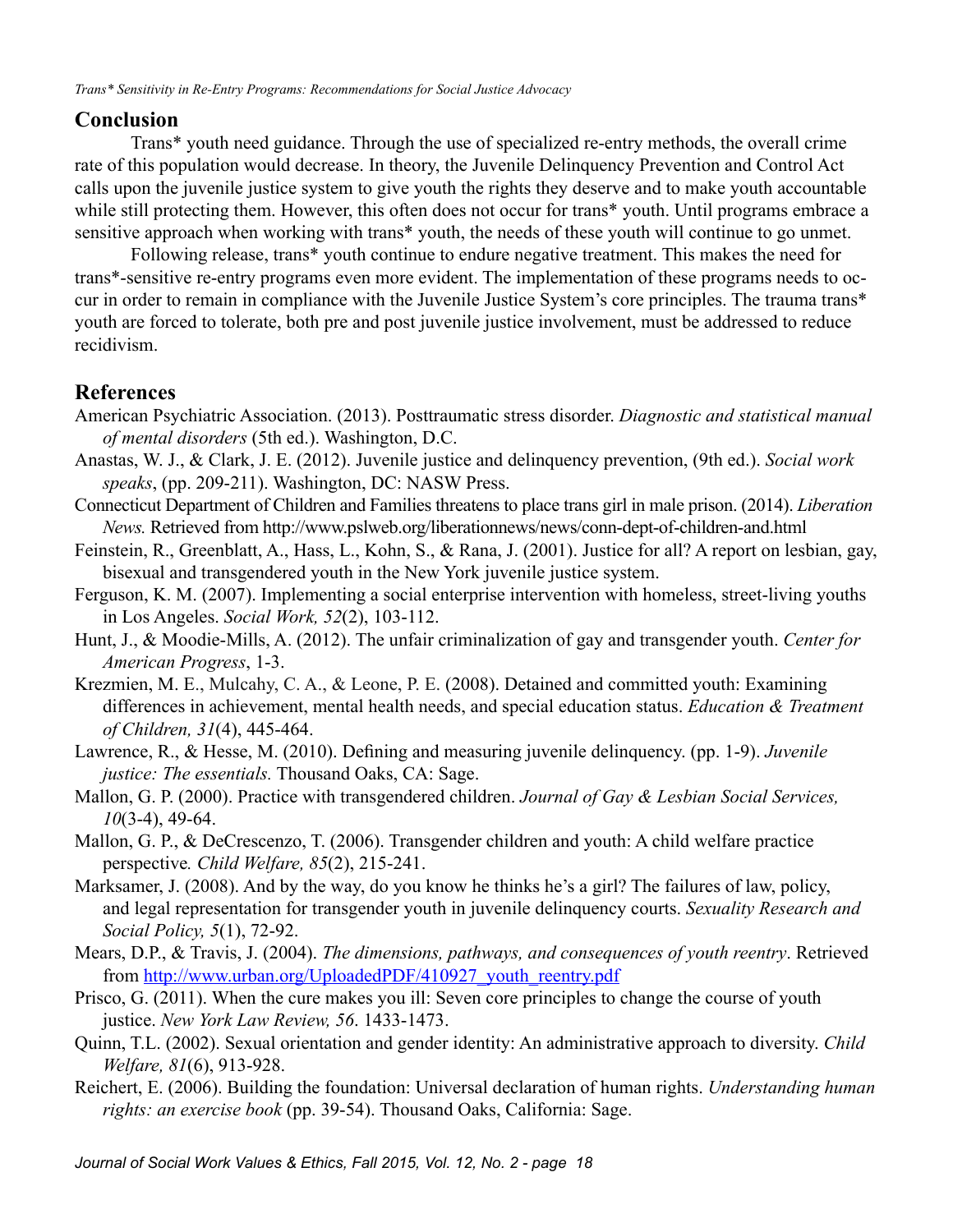## Conclusion

Trans* youth need guidance. Through the use of specialized re-entry methods, the overall crime rate of this population would decrease. In theory, the Juvenile Delinquency Prevention and Control Act calls upon the juvenile justice system to give youth the rights they deserve and to make youth accountable while still protecting them. However, this often does not occur for trans* youth. Until programs embrace a sensitive approach when working with trans* youth, the needs of these youth will continue to go unmet.

Following release, trans* youth continue to endure negative treatment. This makes the need for trans*-sensitive re-entry programs even more evident. The implementation of these programs needs to occur in order to remain in compliance with the Juvenile Justice System's core principles. The trauma trans* youth are forced to tolerate, both pre and post juvenile justice involvement, must be addressed to reduce recidivism.

## References

American Psychiatric Association. (2013). Posttraumatic stress disorder. *Diagnostic and statistical manual of mental disorders* (5th ed.). Washington, D.C.

Anastas, W. J., & Clark, J. E. (2012). Juvenile justice and delinquency prevention, (9th ed.). *Social work speaks*, (pp. 209-211). Washington, DC: NASW Press.

Connecticut Department of Children and Families threatens to place trans girl in male prison. (2014). *Liberation News.* Retrieved from http://www.pslweb.org/liberationnews/news/conn-dept-of-children-and.html

Feinstein, R., Greenblatt, A., Hass, L., Kohn, S., & Rana, J. (2001). Justice for all? A report on lesbian, gay, bisexual and transgendered youth in the New York juvenile justice system.

Ferguson, K. M. (2007). Implementing a social enterprise intervention with homeless, street-living youths in Los Angeles. *Social Work, 52*(2), 103-112.

Hunt, J., & Moodie-Mills, A. (2012). The unfair criminalization of gay and transgender youth. *Center for American Progress*, 1-3.

Krezmien, M. E., Mulcahy, C. A., & Leone, P. E. (2008). Detained and committed youth: Examining differences in achievement, mental health needs, and special education status. *Education & Treatment of Children, 31*(4), 445-464.

Lawrence, R., & Hesse, M. (2010). Defining and measuring juvenile delinquency. (pp. 1-9). *Juvenile justice: The essentials.* Thousand Oaks, CA: Sage.

Mallon, G. P. (2000). Practice with transgendered children. *Journal of Gay & Lesbian Social Services, 10*(3-4), 49-64.

Mallon, G. P., & DeCrescenzo, T. (2006). Transgender children and youth: A child welfare practice perspective*. Child Welfare, 85*(2), 215-241.

Marksamer, J. (2008). And by the way, do you know he thinks he's a girl? The failures of law, policy, and legal representation for transgender youth in juvenile delinquency courts. *Sexuality Research and Social Policy, 5*(1), 72-92.

Mears, D.P., & Travis, J. (2004). *The dimensions, pathways, and consequences of youth reentry*. Retrieved from http://www.urban.org/UploadedPDF/410927_youth_reentry.pdf

Prisco, G. (2011). When the cure makes you ill: Seven core principles to change the course of youth justice. *New York Law Review, 56*. 1433-1473.

Quinn, T.L. (2002). Sexual orientation and gender identity: An administrative approach to diversity. *Child Welfare, 81*(6), 913-928.

Reichert, E. (2006). Building the foundation: Universal declaration of human rights. *Understanding human rights: an exercise book* (pp. 39-54). Thousand Oaks, California: Sage.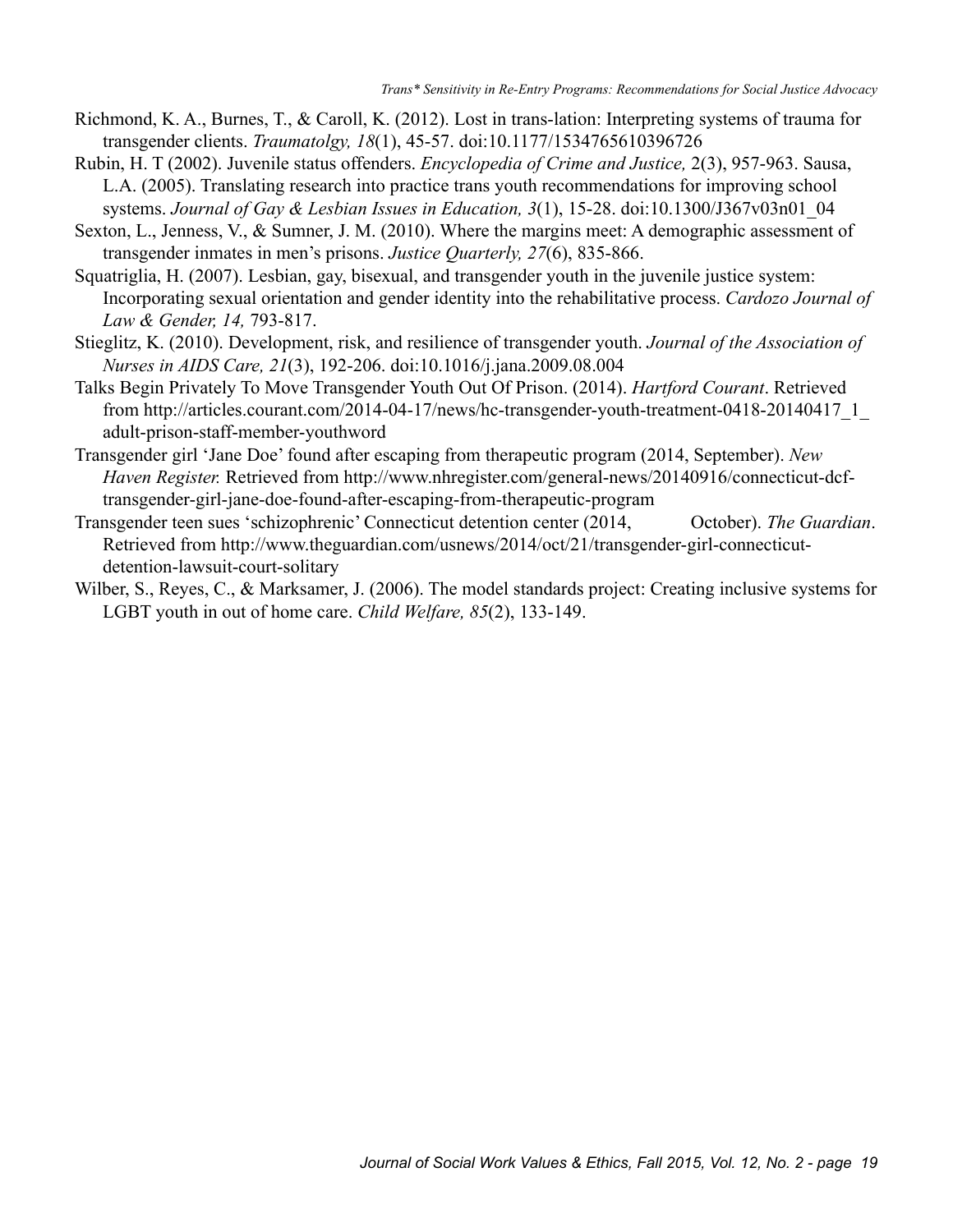Richmond, K. A., Burnes, T., & Caroll, K. (2012). Lost in trans-lation: Interpreting systems of trauma for transgender clients. *Traumatolgy, 18*(1), 45-57. doi:10.1177/1534765610396726

Rubin, H. T (2002). Juvenile status offenders. *Encyclopedia of Crime and Justice,* 2(3), 957-963. Sausa, L.A. (2005). Translating research into practice trans youth recommendations for improving school systems. *Journal of Gay & Lesbian Issues in Education, 3*(1), 15-28. doi:10.1300/J367v03n01_04

Sexton, L., Jenness, V., & Sumner, J. M. (2010). Where the margins meet: A demographic assessment of transgender inmates in men's prisons. *Justice Quarterly, 27*(6), 835-866.

Squatriglia, H. (2007). Lesbian, gay, bisexual, and transgender youth in the juvenile justice system: Incorporating sexual orientation and gender identity into the rehabilitative process. *Cardozo Journal of Law & Gender, 14,* 793-817.

Stieglitz, K. (2010). Development, risk, and resilience of transgender youth. *Journal of the Association of Nurses in AIDS Care, 21*(3), 192-206. doi:10.1016/j.jana.2009.08.004

Talks Begin Privately To Move Transgender Youth Out Of Prison. (2014). *Hartford Courant*. Retrieved from http://articles.courant.com/2014-04-17/news/hc-transgender-youth-treatment-0418-20140417_1_adult-prison-staff-member-youthword

Transgender girl 'Jane Doe' found after escaping from therapeutic program (2014, September). *New Haven Register.* Retrieved from http://www.nhregister.com/general-news/20140916/connecticut-dcf-transgender-girl-jane-doe-found-after-escaping-from-therapeutic-program

Transgender teen sues 'schizophrenic' Connecticut detention center (2014, October). *The Guardian*. Retrieved from http://www.theguardian.com/usnews/2014/oct/21/transgender-girl-connecticut-detention-lawsuit-court-solitary

Wilber, S., Reyes, C., & Marksamer, J. (2006). The model standards project: Creating inclusive systems for LGBT youth in out of home care. *Child Welfare, 85*(2), 133-149.